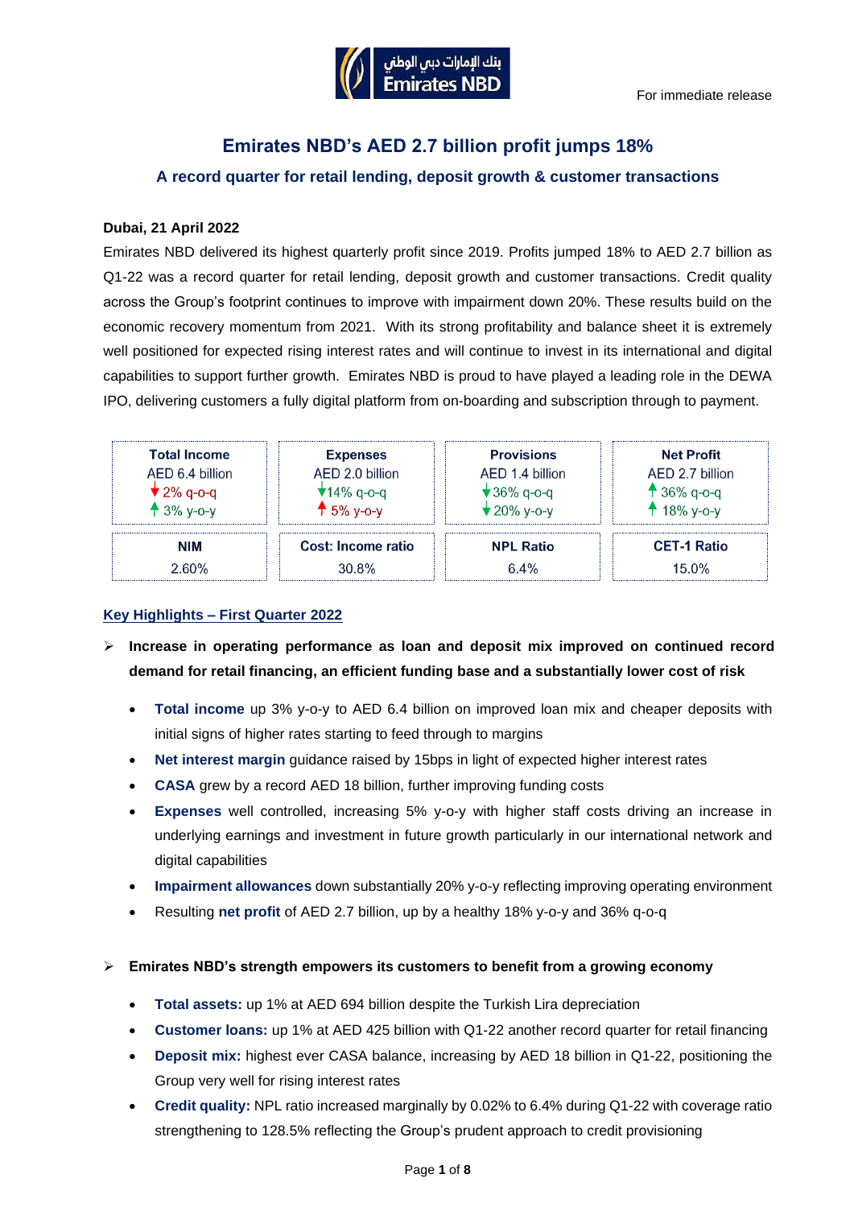For immediate release

# Emirates NBD's AED 2.7 billion profit jumps 18%

## A record quarter for retail lending, deposit growth & customer transactions

**Dubai, 21 April 2022**

Emirates NBD delivered its highest quarterly profit since 2019. Profits jumped 18% to AED 2.7 billion as Q1-22 was a record quarter for retail lending, deposit growth and customer transactions. Credit quality across the Group's footprint continues to improve with impairment down 20%. These results build on the economic recovery momentum from 2021. With its strong profitability and balance sheet it is extremely well positioned for expected rising interest rates and will continue to invest in its international and digital capabilities to support further growth. Emirates NBD is proud to have played a leading role in the DEWA IPO, delivering customers a fully digital platform from on-boarding and subscription through to payment.

| Total Income | Expenses | Provisions | Net Profit |
|---|---|---|---|
| AED 6.4 billion | AED 2.0 billion | AED 1.4 billion | AED 2.7 billion |
| ↓ 2% q-o-q | ↓ 14% q-o-q | ↓ 36% q-o-q | ↑ 36% q-o-q |
| ↑ 3% y-o-y | ↑ 5% y-o-y | ↓ 20% y-o-y | ↑ 18% y-o-y |
| **NIM** | **Cost: Income ratio** | **NPL Ratio** | **CET-1 Ratio** |
| 2.60% | 30.8% | 6.4% | 15.0% |

## Key Highlights – First Quarter 2022

- **Increase in operating performance as loan and deposit mix improved on continued record demand for retail financing, an efficient funding base and a substantially lower cost of risk**
  - **Total income** up 3% y-o-y to AED 6.4 billion on improved loan mix and cheaper deposits with initial signs of higher rates starting to feed through to margins
  - **Net interest margin** guidance raised by 15bps in light of expected higher interest rates
  - **CASA** grew by a record AED 18 billion, further improving funding costs
  - **Expenses** well controlled, increasing 5% y-o-y with higher staff costs driving an increase in underlying earnings and investment in future growth particularly in our international network and digital capabilities
  - **Impairment allowances** down substantially 20% y-o-y reflecting improving operating environment
  - Resulting **net profit** of AED 2.7 billion, up by a healthy 18% y-o-y and 36% q-o-q

- **Emirates NBD's strength empowers its customers to benefit from a growing economy**
  - **Total assets:** up 1% at AED 694 billion despite the Turkish Lira depreciation
  - **Customer loans:** up 1% at AED 425 billion with Q1-22 another record quarter for retail financing
  - **Deposit mix:** highest ever CASA balance, increasing by AED 18 billion in Q1-22, positioning the Group very well for rising interest rates
  - **Credit quality:** NPL ratio increased marginally by 0.02% to 6.4% during Q1-22 with coverage ratio strengthening to 128.5% reflecting the Group's prudent approach to credit provisioning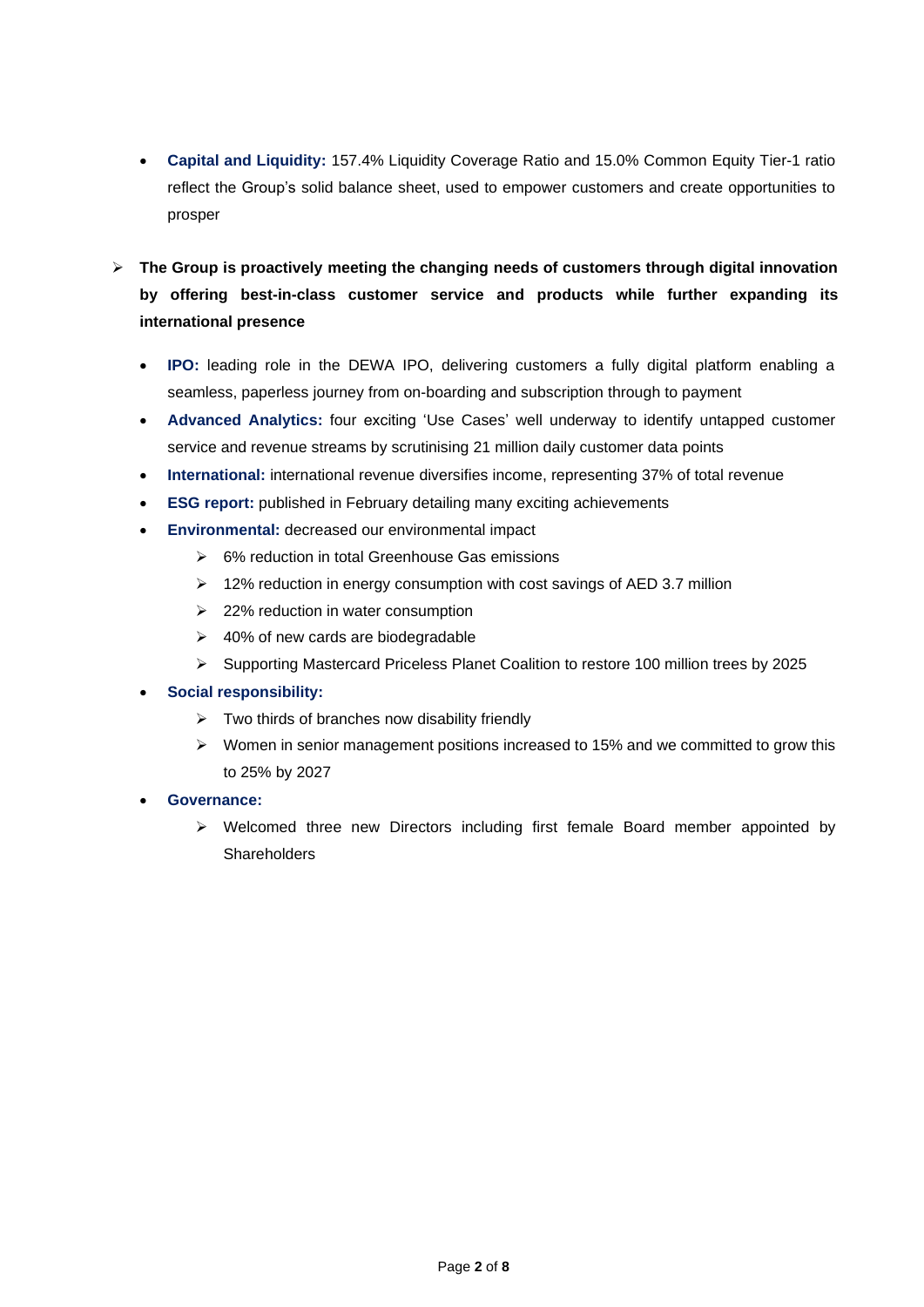- **Capital and Liquidity:** 157.4% Liquidity Coverage Ratio and 15.0% Common Equity Tier-1 ratio reflect the Group's solid balance sheet, used to empower customers and create opportunities to prosper

- **The Group is proactively meeting the changing needs of customers through digital innovation by offering best-in-class customer service and products while further expanding its international presence**

  - **IPO:** leading role in the DEWA IPO, delivering customers a fully digital platform enabling a seamless, paperless journey from on-boarding and subscription through to payment
  - **Advanced Analytics:** four exciting 'Use Cases' well underway to identify untapped customer service and revenue streams by scrutinising 21 million daily customer data points
  - **International:** international revenue diversifies income, representing 37% of total revenue
  - **ESG report:** published in February detailing many exciting achievements
  - **Environmental:** decreased our environmental impact
    - 6% reduction in total Greenhouse Gas emissions
    - 12% reduction in energy consumption with cost savings of AED 3.7 million
    - 22% reduction in water consumption
    - 40% of new cards are biodegradable
    - Supporting Mastercard Priceless Planet Coalition to restore 100 million trees by 2025
  - **Social responsibility:**
    - Two thirds of branches now disability friendly
    - Women in senior management positions increased to 15% and we committed to grow this to 25% by 2027
  - **Governance:**
    - Welcomed three new Directors including first female Board member appointed by Shareholders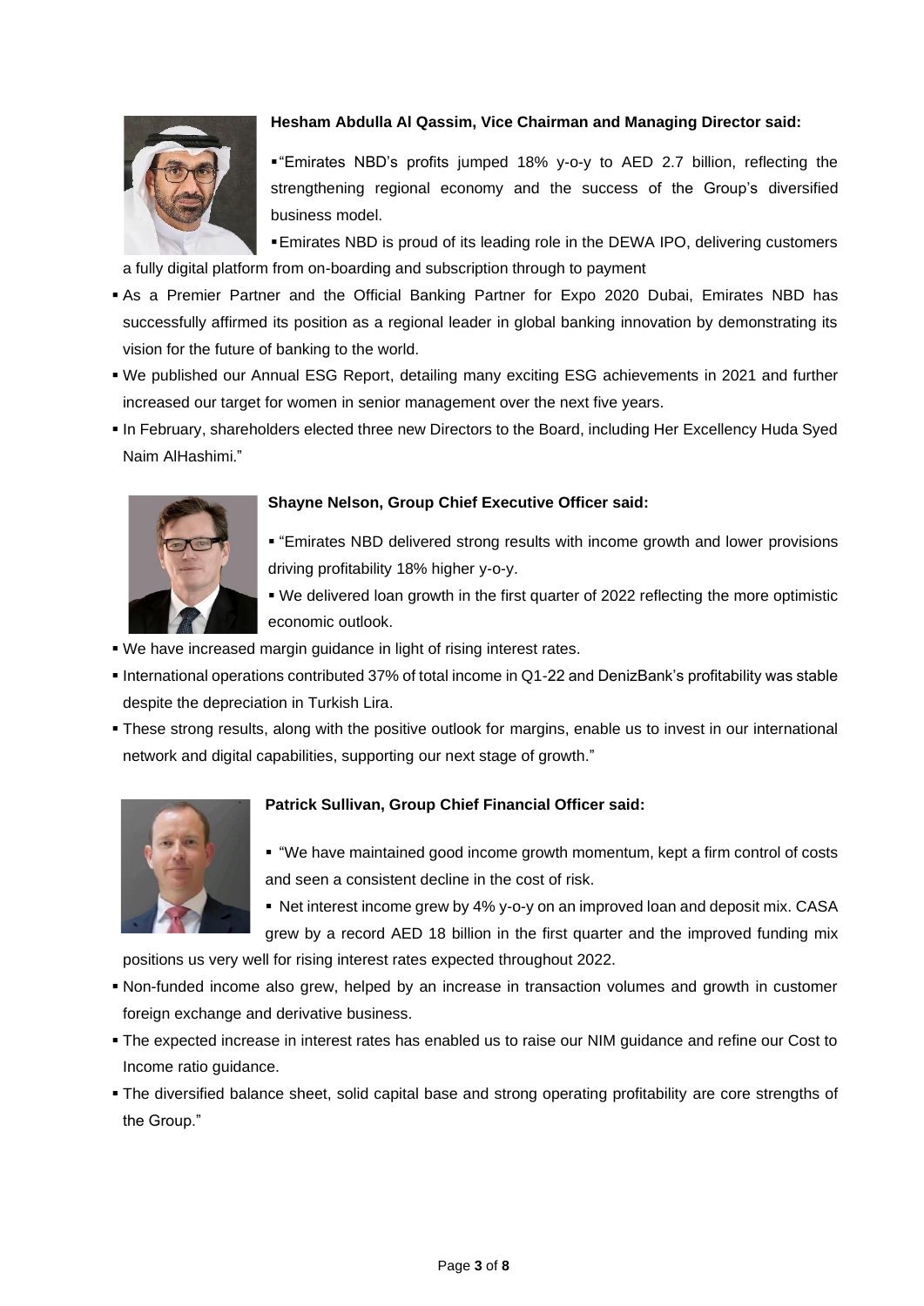**Hesham Abdulla Al Qassim, Vice Chairman and Managing Director said:**

- "Emirates NBD's profits jumped 18% y-o-y to AED 2.7 billion, reflecting the strengthening regional economy and the success of the Group's diversified business model.
- Emirates NBD is proud of its leading role in the DEWA IPO, delivering customers a fully digital platform from on-boarding and subscription through to payment
- As a Premier Partner and the Official Banking Partner for Expo 2020 Dubai, Emirates NBD has successfully affirmed its position as a regional leader in global banking innovation by demonstrating its vision for the future of banking to the world.
- We published our Annual ESG Report, detailing many exciting ESG achievements in 2021 and further increased our target for women in senior management over the next five years.
- In February, shareholders elected three new Directors to the Board, including Her Excellency Huda Syed Naim AlHashimi."

**Shayne Nelson, Group Chief Executive Officer said:**

- "Emirates NBD delivered strong results with income growth and lower provisions driving profitability 18% higher y-o-y.
- We delivered loan growth in the first quarter of 2022 reflecting the more optimistic economic outlook.
- We have increased margin guidance in light of rising interest rates.
- International operations contributed 37% of total income in Q1-22 and DenizBank's profitability was stable despite the depreciation in Turkish Lira.
- These strong results, along with the positive outlook for margins, enable us to invest in our international network and digital capabilities, supporting our next stage of growth."

**Patrick Sullivan, Group Chief Financial Officer said:**

- "We have maintained good income growth momentum, kept a firm control of costs and seen a consistent decline in the cost of risk.
- Net interest income grew by 4% y-o-y on an improved loan and deposit mix. CASA grew by a record AED 18 billion in the first quarter and the improved funding mix positions us very well for rising interest rates expected throughout 2022.
- Non-funded income also grew, helped by an increase in transaction volumes and growth in customer foreign exchange and derivative business.
- The expected increase in interest rates has enabled us to raise our NIM guidance and refine our Cost to Income ratio guidance.
- The diversified balance sheet, solid capital base and strong operating profitability are core strengths of the Group."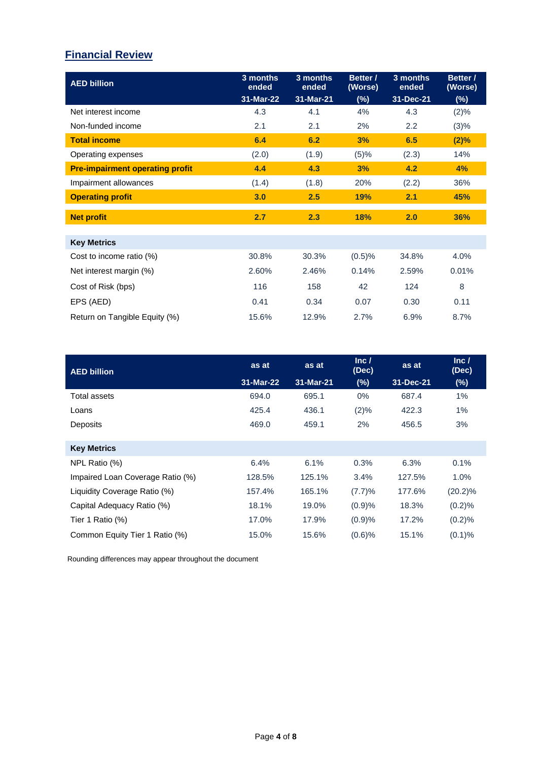## Financial Review

| AED billion | 3 months ended 31-Mar-22 | 3 months ended 31-Mar-21 | Better / (Worse) (%) | 3 months ended 31-Dec-21 | Better / (Worse) (%) |
|---|---|---|---|---|---|
| Net interest income | 4.3 | 4.1 | 4% | 4.3 | (2)% |
| Non-funded income | 2.1 | 2.1 | 2% | 2.2 | (3)% |
| **Total income** | **6.4** | **6.2** | **3%** | **6.5** | **(2)%** |
| Operating expenses | (2.0) | (1.9) | (5)% | (2.3) | 14% |
| **Pre-impairment operating profit** | **4.4** | **4.3** | **3%** | **4.2** | **4%** |
| Impairment allowances | (1.4) | (1.8) | 20% | (2.2) | 36% |
| **Operating profit** | **3.0** | **2.5** | **19%** | **2.1** | **45%** |
| **Net profit** | **2.7** | **2.3** | **18%** | **2.0** | **36%** |
| **Key Metrics** | | | | | |
| Cost to income ratio (%) | 30.8% | 30.3% | (0.5)% | 34.8% | 4.0% |
| Net interest margin (%) | 2.60% | 2.46% | 0.14% | 2.59% | 0.01% |
| Cost of Risk (bps) | 116 | 158 | 42 | 124 | 8 |
| EPS (AED) | 0.41 | 0.34 | 0.07 | 0.30 | 0.11 |
| Return on Tangible Equity (%) | 15.6% | 12.9% | 2.7% | 6.9% | 8.7% |

| AED billion | as at 31-Mar-22 | as at 31-Mar-21 | Inc / (Dec) (%) | as at 31-Dec-21 | Inc / (Dec) (%) |
|---|---|---|---|---|---|
| Total assets | 694.0 | 695.1 | 0% | 687.4 | 1% |
| Loans | 425.4 | 436.1 | (2)% | 422.3 | 1% |
| Deposits | 469.0 | 459.1 | 2% | 456.5 | 3% |
| **Key Metrics** | | | | | |
| NPL Ratio (%) | 6.4% | 6.1% | 0.3% | 6.3% | 0.1% |
| Impaired Loan Coverage Ratio (%) | 128.5% | 125.1% | 3.4% | 127.5% | 1.0% |
| Liquidity Coverage Ratio (%) | 157.4% | 165.1% | (7.7)% | 177.6% | (20.2)% |
| Capital Adequacy Ratio (%) | 18.1% | 19.0% | (0.9)% | 18.3% | (0.2)% |
| Tier 1 Ratio (%) | 17.0% | 17.9% | (0.9)% | 17.2% | (0.2)% |
| Common Equity Tier 1 Ratio (%) | 15.0% | 15.6% | (0.6)% | 15.1% | (0.1)% |

Rounding differences may appear throughout the document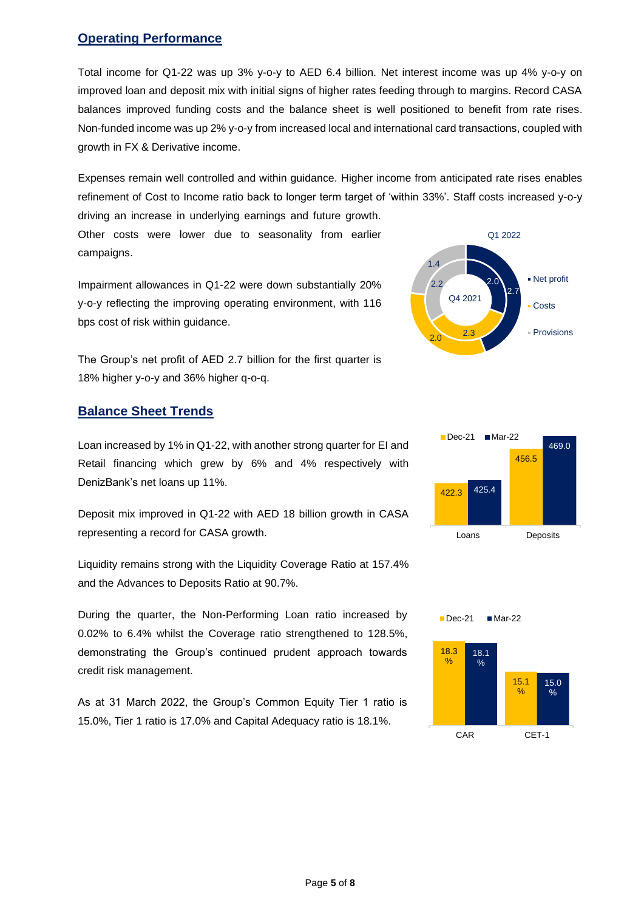## Operating Performance

Total income for Q1-22 was up 3% y-o-y to AED 6.4 billion. Net interest income was up 4% y-o-y on improved loan and deposit mix with initial signs of higher rates feeding through to margins. Record CASA balances improved funding costs and the balance sheet is well positioned to benefit from rate rises. Non-funded income was up 2% y-o-y from increased local and international card transactions, coupled with growth in FX & Derivative income.

Expenses remain well controlled and within guidance. Higher income from anticipated rate rises enables refinement of Cost to Income ratio back to longer term target of 'within 33%'. Staff costs increased y-o-y driving an increase in underlying earnings and future growth. Other costs were lower due to seasonality from earlier campaigns.

Impairment allowances in Q1-22 were down substantially 20% y-o-y reflecting the improving operating environment, with 116 bps cost of risk within guidance.

The Group's net profit of AED 2.7 billion for the first quarter is 18% higher y-o-y and 36% higher q-o-q.

| | Q1 2022 | Q4 2021 |
|---|---|---|
| Net profit | 2.7 | 2.0 |
| Costs | 2.0 | 2.3 |
| Provisions | 1.4 | 2.2 |

## Balance Sheet Trends

Loan increased by 1% in Q1-22, with another strong quarter for EI and Retail financing which grew by 6% and 4% respectively with DenizBank's net loans up 11%.

Deposit mix improved in Q1-22 with AED 18 billion growth in CASA representing a record for CASA growth.

Liquidity remains strong with the Liquidity Coverage Ratio at 157.4% and the Advances to Deposits Ratio at 90.7%.

During the quarter, the Non-Performing Loan ratio increased by 0.02% to 6.4% whilst the Coverage ratio strengthened to 128.5%, demonstrating the Group's continued prudent approach towards credit risk management.

As at 31 March 2022, the Group's Common Equity Tier 1 ratio is 15.0%, Tier 1 ratio is 17.0% and Capital Adequacy ratio is 18.1%.

| | Dec-21 | Mar-22 |
|---|---|---|
| Loans | 422.3 | 425.4 |
| Deposits | 456.5 | 469.0 |

| | Dec-21 | Mar-22 |
|---|---|---|
| CAR | 18.3 % | 18.1 % |
| CET-1 | 15.1 % | 15.0 % |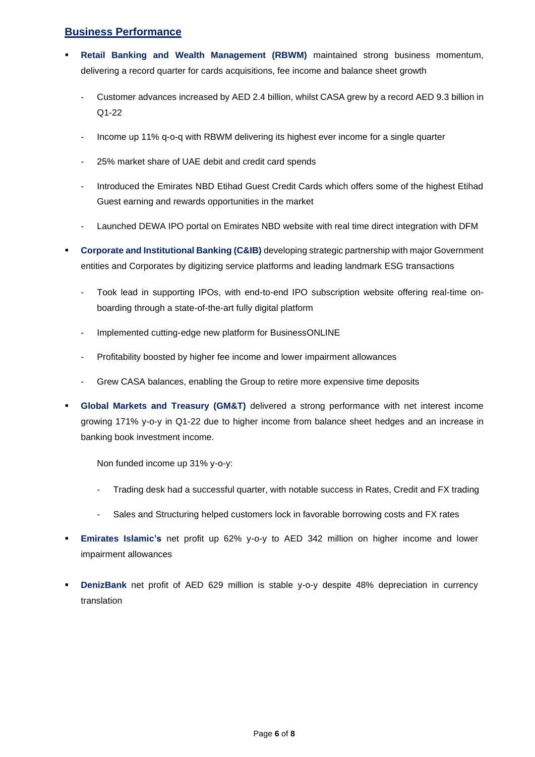## Business Performance

- **Retail Banking and Wealth Management (RBWM)** maintained strong business momentum, delivering a record quarter for cards acquisitions, fee income and balance sheet growth
  - Customer advances increased by AED 2.4 billion, whilst CASA grew by a record AED 9.3 billion in Q1-22
  - Income up 11% q-o-q with RBWM delivering its highest ever income for a single quarter
  - 25% market share of UAE debit and credit card spends
  - Introduced the Emirates NBD Etihad Guest Credit Cards which offers some of the highest Etihad Guest earning and rewards opportunities in the market
  - Launched DEWA IPO portal on Emirates NBD website with real time direct integration with DFM
- **Corporate and Institutional Banking (C&IB)** developing strategic partnership with major Government entities and Corporates by digitizing service platforms and leading landmark ESG transactions
  - Took lead in supporting IPOs, with end-to-end IPO subscription website offering real-time on-boarding through a state-of-the-art fully digital platform
  - Implemented cutting-edge new platform for BusinessONLINE
  - Profitability boosted by higher fee income and lower impairment allowances
  - Grew CASA balances, enabling the Group to retire more expensive time deposits
- **Global Markets and Treasury (GM&T)** delivered a strong performance with net interest income growing 171% y-o-y in Q1-22 due to higher income from balance sheet hedges and an increase in banking book investment income.

  Non funded income up 31% y-o-y:

  - Trading desk had a successful quarter, with notable success in Rates, Credit and FX trading
  - Sales and Structuring helped customers lock in favorable borrowing costs and FX rates
- **Emirates Islamic's** net profit up 62% y-o-y to AED 342 million on higher income and lower impairment allowances
- **DenizBank** net profit of AED 629 million is stable y-o-y despite 48% depreciation in currency translation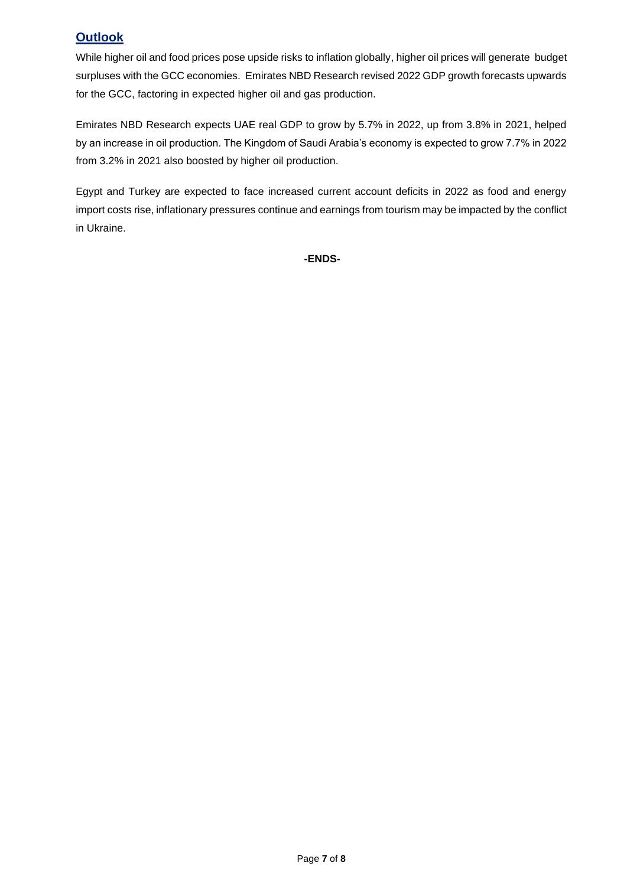## Outlook

While higher oil and food prices pose upside risks to inflation globally, higher oil prices will generate budget surpluses with the GCC economies. Emirates NBD Research revised 2022 GDP growth forecasts upwards for the GCC, factoring in expected higher oil and gas production.

Emirates NBD Research expects UAE real GDP to grow by 5.7% in 2022, up from 3.8% in 2021, helped by an increase in oil production. The Kingdom of Saudi Arabia's economy is expected to grow 7.7% in 2022 from 3.2% in 2021 also boosted by higher oil production.

Egypt and Turkey are expected to face increased current account deficits in 2022 as food and energy import costs rise, inflationary pressures continue and earnings from tourism may be impacted by the conflict in Ukraine.

**-ENDS-**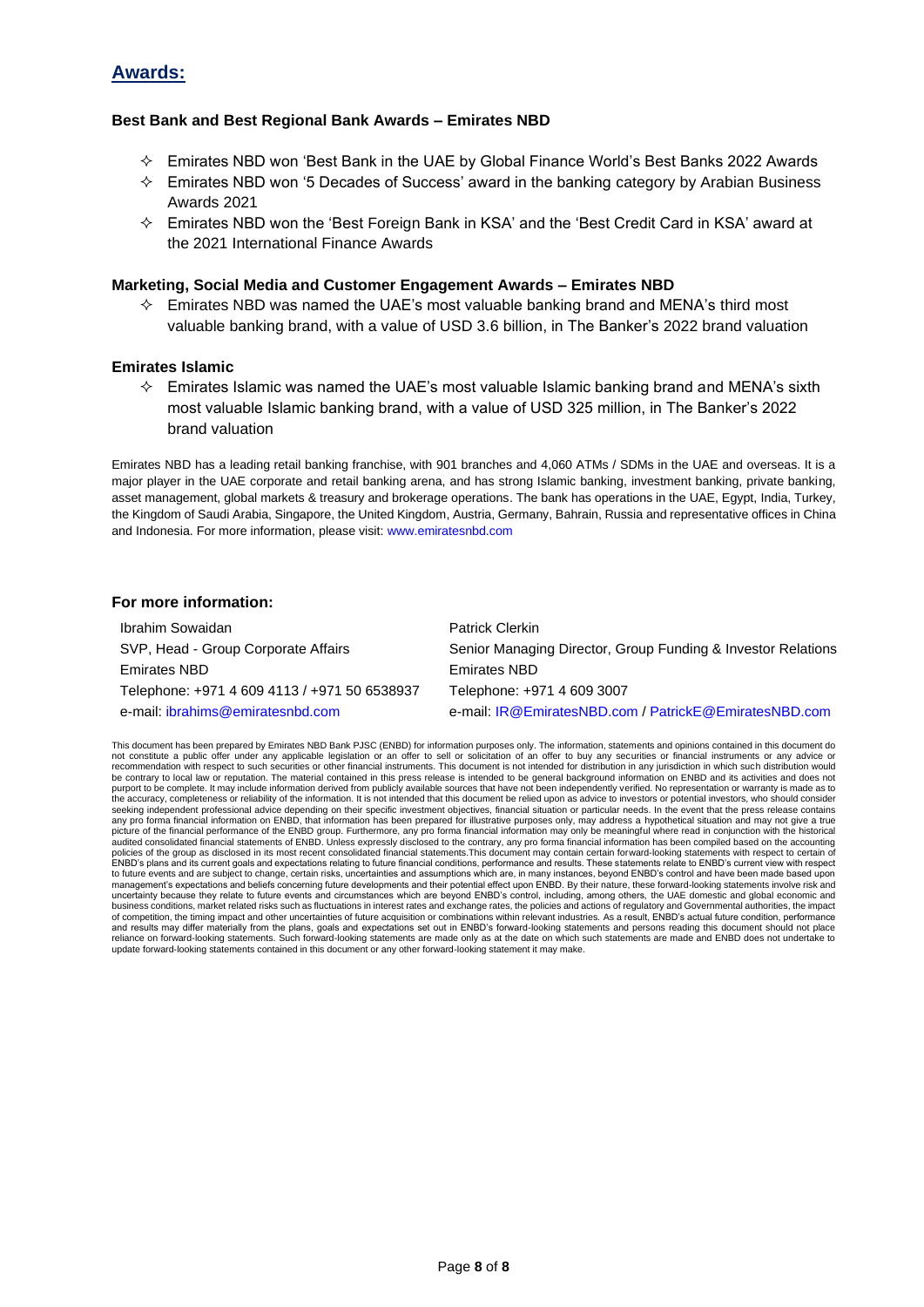## Awards:

**Best Bank and Best Regional Bank Awards – Emirates NBD**

- Emirates NBD won 'Best Bank in the UAE by Global Finance World's Best Banks 2022 Awards
- Emirates NBD won '5 Decades of Success' award in the banking category by Arabian Business Awards 2021
- Emirates NBD won the 'Best Foreign Bank in KSA' and the 'Best Credit Card in KSA' award at the 2021 International Finance Awards

**Marketing, Social Media and Customer Engagement Awards – Emirates NBD**

- Emirates NBD was named the UAE's most valuable banking brand and MENA's third most valuable banking brand, with a value of USD 3.6 billion, in The Banker's 2022 brand valuation

**Emirates Islamic**

- Emirates Islamic was named the UAE's most valuable Islamic banking brand and MENA's sixth most valuable Islamic banking brand, with a value of USD 325 million, in The Banker's 2022 brand valuation

Emirates NBD has a leading retail banking franchise, with 901 branches and 4,060 ATMs / SDMs in the UAE and overseas. It is a major player in the UAE corporate and retail banking arena, and has strong Islamic banking, investment banking, private banking, asset management, global markets & treasury and brokerage operations. The bank has operations in the UAE, Egypt, India, Turkey, the Kingdom of Saudi Arabia, Singapore, the United Kingdom, Austria, Germany, Bahrain, Russia and representative offices in China and Indonesia. For more information, please visit: www.emiratesnbd.com

**For more information:**

Ibrahim Sowaidan
SVP, Head - Group Corporate Affairs
Emirates NBD
Telephone: +971 4 609 4113 / +971 50 6538937
e-mail: ibrahims@emiratesnbd.com

Patrick Clerkin
Senior Managing Director, Group Funding & Investor Relations
Emirates NBD
Telephone: +971 4 609 3007
e-mail: IR@EmiratesNBD.com / PatrickE@EmiratesNBD.com

This document has been prepared by Emirates NBD Bank PJSC (ENBD) for information purposes only. The information, statements and opinions contained in this document do not constitute a public offer under any applicable legislation or an offer to sell or solicitation of an offer to buy any securities or financial instruments or any advice or recommendation with respect to such securities or other financial instruments. This document is not intended for distribution in any jurisdiction in which such distribution would be contrary to local law or reputation. The material contained in this press release is intended to be general background information on ENBD and its activities and does not purport to be complete. It may include information derived from publicly available sources that have not been independently verified. No representation or warranty is made as to the accuracy, completeness or reliability of the information. It is not intended that this document be relied upon as advice to investors or potential investors, who should consider seeking independent professional advice depending on their specific investment objectives, financial situation or particular needs. In the event that the press release contains any pro forma financial information on ENBD, that information has been prepared for illustrative purposes only, may address a hypothetical situation and may not give a true picture of the financial performance of the ENBD group. Furthermore, any pro forma financial information may only be meaningful where read in conjunction with the historical audited consolidated financial statements of ENBD. Unless expressly disclosed to the contrary, any pro forma financial information has been compiled based on the accounting policies of the group as disclosed in its most recent consolidated financial statements.This document may contain certain forward-looking statements with respect to certain of ENBD's plans and its current goals and expectations relating to future financial conditions, performance and results. These statements relate to ENBD's current view with respect to future events and are subject to change, certain risks, uncertainties and assumptions which are, in many instances, beyond ENBD's control and have been made based upon management's expectations and beliefs concerning future developments and their potential effect upon ENBD. By their nature, these forward-looking statements involve risk and uncertainty because they relate to future events and circumstances which are beyond ENBD's control, including, among others, the UAE domestic and global economic and business conditions, market related risks such as fluctuations in interest rates and exchange rates, the policies and actions of regulatory and Governmental authorities, the impact of competition, the timing impact and other uncertainties of future acquisition or combinations within relevant industries. As a result, ENBD's actual future condition, performance and results may differ materially from the plans, goals and expectations set out in ENBD's forward-looking statements and persons reading this document should not place reliance on forward-looking statements. Such forward-looking statements are made only as at the date on which such statements are made and ENBD does not undertake to update forward-looking statements contained in this document or any other forward-looking statement it may make.